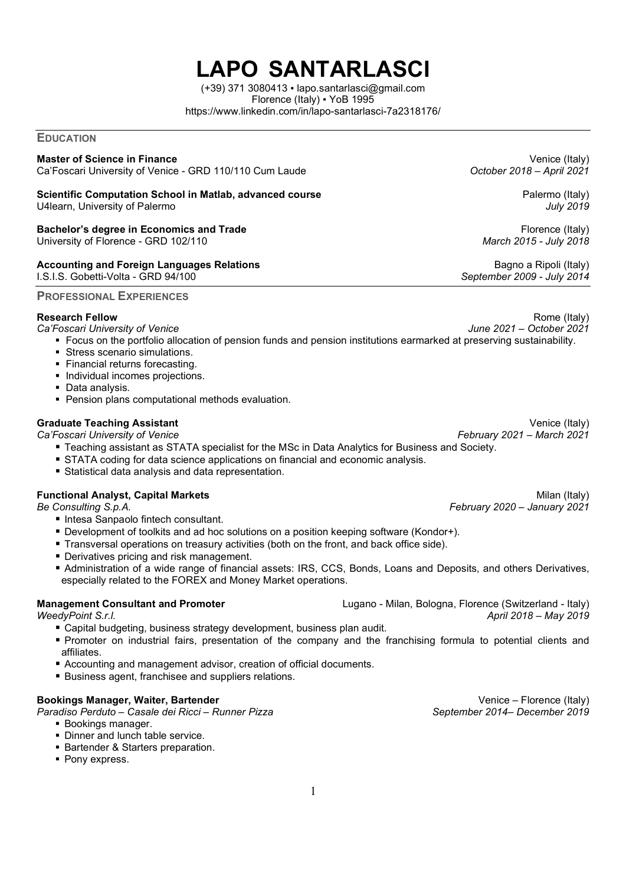# LAPO SANTARLASCI

(+39) 371 3080413 ▪ lapo.santarlasci@gmail.com
Florence (Italy) ▪ YoB 1995
https://www.linkedin.com/in/lapo-santarlasci-7a2318176/

## EDUCATION

**Master of Science in Finance** — Venice (Italy)
Ca'Foscari University of Venice - GRD 110/110 Cum Laude — *October 2018 – April 2021*

**Scientific Computation School in Matlab, advanced course** — Palermo (Italy)
U4learn, University of Palermo — *July 2019*

**Bachelor's degree in Economics and Trade** — Florence (Italy)
University of Florence - GRD 102/110 — *March 2015 - July 2018*

**Accounting and Foreign Languages Relations** — Bagno a Ripoli (Italy)
I.S.I.S. Gobetti-Volta - GRD 94/100 — *September 2009 - July 2014*

## PROFESSIONAL EXPERIENCES

**Research Fellow** — Rome (Italy)
*Ca'Foscari University of Venice* — *June 2021 – October 2021*

- Focus on the portfolio allocation of pension funds and pension institutions earmarked at preserving sustainability.
- Stress scenario simulations.
- Financial returns forecasting.
- Individual incomes projections.
- Data analysis.
- Pension plans computational methods evaluation.

**Graduate Teaching Assistant** — Venice (Italy)
*Ca'Foscari University of Venice* — *February 2021 – March 2021*

- Teaching assistant as STATA specialist for the MSc in Data Analytics for Business and Society.
- STATA coding for data science applications on financial and economic analysis.
- Statistical data analysis and data representation.

**Functional Analyst, Capital Markets** — Milan (Italy)
*Be Consulting S.p.A.* — *February 2020 – January 2021*

- Intesa Sanpaolo fintech consultant.
- Development of toolkits and ad hoc solutions on a position keeping software (Kondor+).
- Transversal operations on treasury activities (both on the front, and back office side).
- Derivatives pricing and risk management.
- Administration of a wide range of financial assets: IRS, CCS, Bonds, Loans and Deposits, and others Derivatives, especially related to the FOREX and Money Market operations.

**Management Consultant and Promoter** — Lugano - Milan, Bologna, Florence (Switzerland - Italy)
*WeedyPoint S.r.l.* — *April 2018 – May 2019*

- Capital budgeting, business strategy development, business plan audit.
- Promoter on industrial fairs, presentation of the company and the franchising formula to potential clients and affiliates.
- Accounting and management advisor, creation of official documents.
- Business agent, franchisee and suppliers relations.

**Bookings Manager, Waiter, Bartender** — Venice – Florence (Italy)
*Paradiso Perduto – Casale dei Ricci – Runner Pizza* — *September 2014– December 2019*

- Bookings manager.
- Dinner and lunch table service.
- Bartender & Starters preparation.
- Pony express.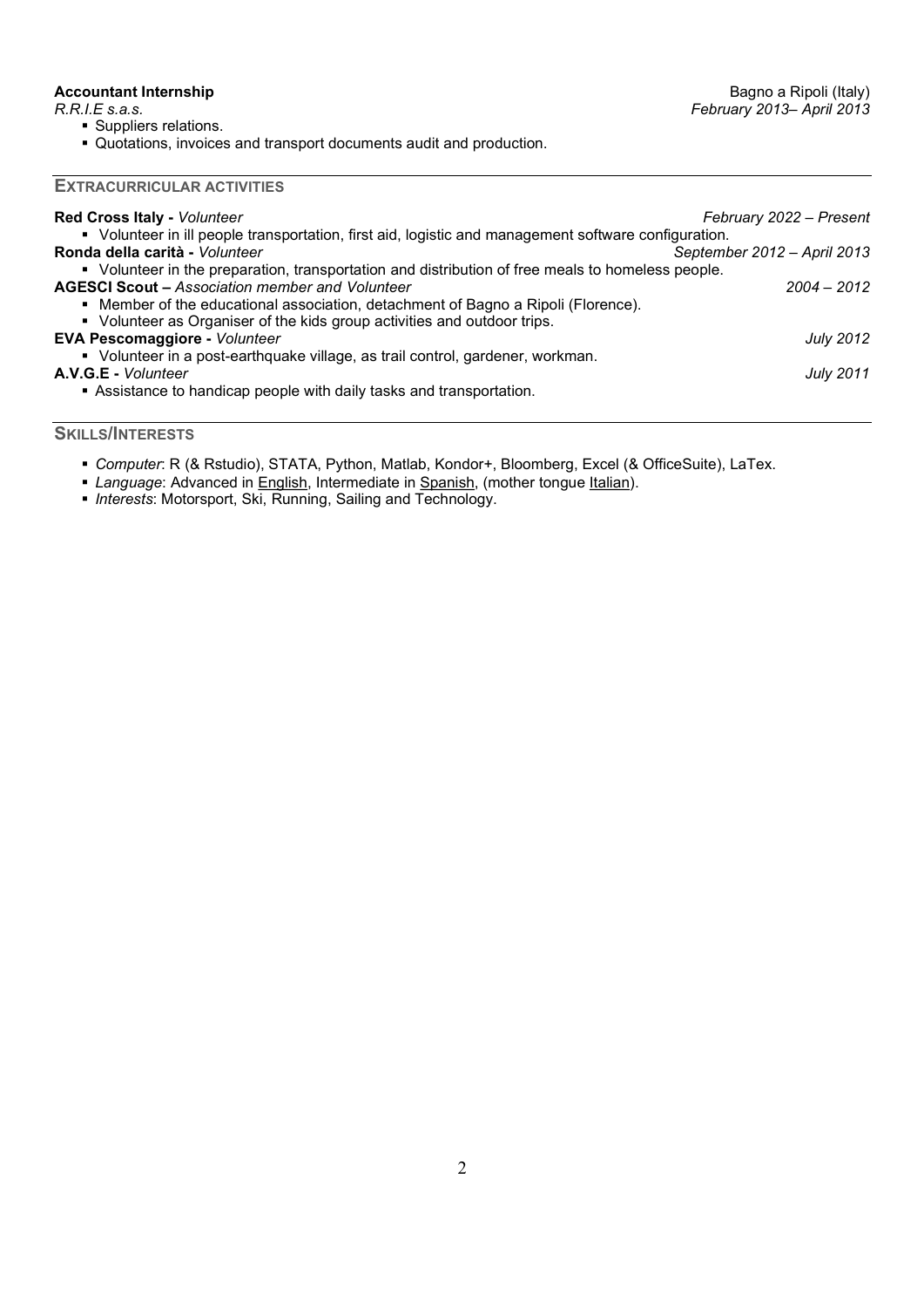**Accountant Internship** Bagno a Ripoli (Italy)
*R.R.I.E s.a.s.* *February 2013– April 2013*

- Suppliers relations.
- Quotations, invoices and transport documents audit and production.

## EXTRACURRICULAR ACTIVITIES

**Red Cross Italy -** *Volunteer* *February 2022 – Present*

- Volunteer in ill people transportation, first aid, logistic and management software configuration.

**Ronda della carità -** *Volunteer* *September 2012 – April 2013*

- Volunteer in the preparation, transportation and distribution of free meals to homeless people.

**AGESCI Scout –** *Association member and Volunteer* *2004 – 2012*

- Member of the educational association, detachment of Bagno a Ripoli (Florence).
- Volunteer as Organiser of the kids group activities and outdoor trips.

**EVA Pescomaggiore -** *Volunteer* *July 2012*

- Volunteer in a post-earthquake village, as trail control, gardener, workman.

**A.V.G.E -** *Volunteer* *July 2011*

- Assistance to handicap people with daily tasks and transportation.

## SKILLS/INTERESTS

- *Computer*: R (& Rstudio), STATA, Python, Matlab, Kondor+, Bloomberg, Excel (& OfficeSuite), LaTex.
- *Language*: Advanced in English, Intermediate in Spanish, (mother tongue Italian).
- *Interests*: Motorsport, Ski, Running, Sailing and Technology.